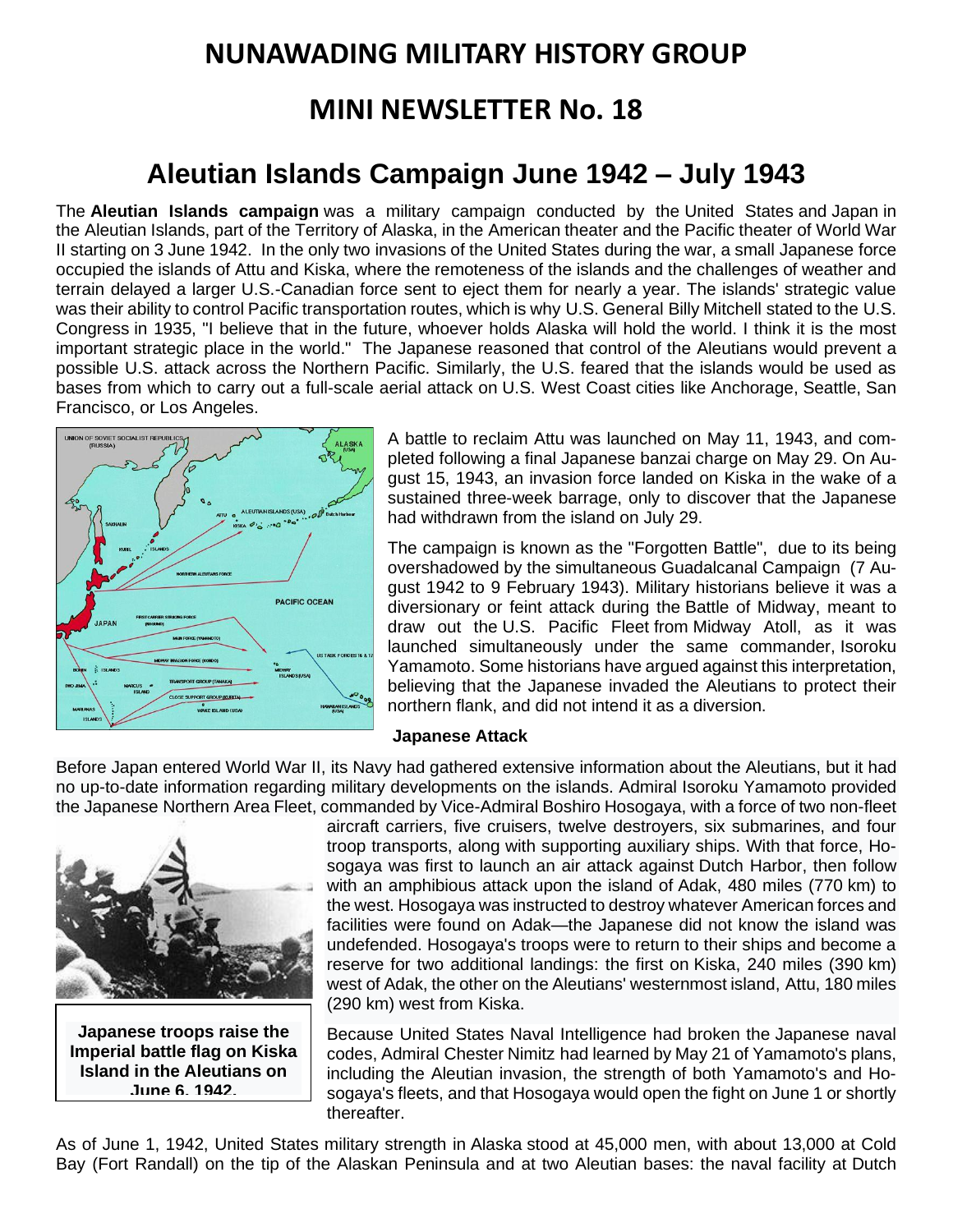# NUNAWADING MILITARY HISTORY GROUP

## MINI NEWSLETTER No. 18

# Aleutian Islands Campaign June 1942 – July 1943

The **Aleutian Islands campaign** was a military campaign conducted by the United States and Japan in the Aleutian Islands, part of the Territory of Alaska, in the American theater and the Pacific theater of World War II starting on 3 June 1942. In the only two invasions of the United States during the war, a small Japanese force occupied the islands of Attu and Kiska, where the remoteness of the islands and the challenges of weather and terrain delayed a larger U.S.-Canadian force sent to eject them for nearly a year. The islands' strategic value was their ability to control Pacific transportation routes, which is why U.S. General Billy Mitchell stated to the U.S. Congress in 1935, "I believe that in the future, whoever holds Alaska will hold the world. I think it is the most important strategic place in the world." The Japanese reasoned that control of the Aleutians would prevent a possible U.S. attack across the Northern Pacific. Similarly, the U.S. feared that the islands would be used as bases from which to carry out a full-scale aerial attack on U.S. West Coast cities like Anchorage, Seattle, San Francisco, or Los Angeles.

A battle to reclaim Attu was launched on May 11, 1943, and completed following a final Japanese banzai charge on May 29. On August 15, 1943, an invasion force landed on Kiska in the wake of a sustained three-week barrage, only to discover that the Japanese had withdrawn from the island on July 29.

The campaign is known as the "Forgotten Battle", due to its being overshadowed by the simultaneous Guadalcanal Campaign (7 August 1942 to 9 February 1943). Military historians believe it was a diversionary or feint attack during the Battle of Midway, meant to draw out the U.S. Pacific Fleet from Midway Atoll, as it was launched simultaneously under the same commander, Isoroku Yamamoto. Some historians have argued against this interpretation, believing that the Japanese invaded the Aleutians to protect their northern flank, and did not intend it as a diversion.

**Japanese Attack**

Before Japan entered World War II, its Navy had gathered extensive information about the Aleutians, but it had no up-to-date information regarding military developments on the islands. Admiral Isoroku Yamamoto provided the Japanese Northern Area Fleet, commanded by Vice-Admiral Boshiro Hosogaya, with a force of two non-fleet aircraft carriers, five cruisers, twelve destroyers, six submarines, and four troop transports, along with supporting auxiliary ships. With that force, Hosogaya was first to launch an air attack against Dutch Harbor, then follow with an amphibious attack upon the island of Adak, 480 miles (770 km) to the west. Hosogaya was instructed to destroy whatever American forces and facilities were found on Adak—the Japanese did not know the island was undefended. Hosogaya's troops were to return to their ships and become a reserve for two additional landings: the first on Kiska, 240 miles (390 km) west of Adak, the other on the Aleutians' westernmost island, Attu, 180 miles (290 km) west from Kiska.

**Japanese troops raise the Imperial battle flag on Kiska Island in the Aleutians on June 6, 1942.**

Because United States Naval Intelligence had broken the Japanese naval codes, Admiral Chester Nimitz had learned by May 21 of Yamamoto's plans, including the Aleutian invasion, the strength of both Yamamoto's and Hosogaya's fleets, and that Hosogaya would open the fight on June 1 or shortly thereafter.

As of June 1, 1942, United States military strength in Alaska stood at 45,000 men, with about 13,000 at Cold Bay (Fort Randall) on the tip of the Alaskan Peninsula and at two Aleutian bases: the naval facility at Dutch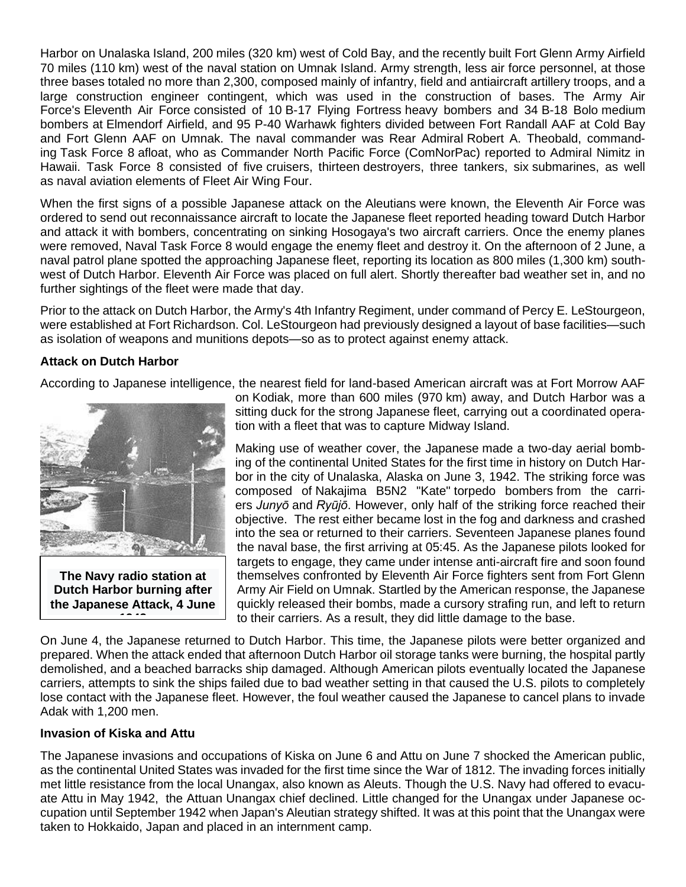Harbor on Unalaska Island, 200 miles (320 km) west of Cold Bay, and the recently built Fort Glenn Army Airfield 70 miles (110 km) west of the naval station on Umnak Island. Army strength, less air force personnel, at those three bases totaled no more than 2,300, composed mainly of infantry, field and antiaircraft artillery troops, and a large construction engineer contingent, which was used in the construction of bases. The Army Air Force's Eleventh Air Force consisted of 10 B-17 Flying Fortress heavy bombers and 34 B-18 Bolo medium bombers at Elmendorf Airfield, and 95 P-40 Warhawk fighters divided between Fort Randall AAF at Cold Bay and Fort Glenn AAF on Umnak. The naval commander was Rear Admiral Robert A. Theobald, commanding Task Force 8 afloat, who as Commander North Pacific Force (ComNorPac) reported to Admiral Nimitz in Hawaii. Task Force 8 consisted of five cruisers, thirteen destroyers, three tankers, six submarines, as well as naval aviation elements of Fleet Air Wing Four.

When the first signs of a possible Japanese attack on the Aleutians were known, the Eleventh Air Force was ordered to send out reconnaissance aircraft to locate the Japanese fleet reported heading toward Dutch Harbor and attack it with bombers, concentrating on sinking Hosogaya's two aircraft carriers. Once the enemy planes were removed, Naval Task Force 8 would engage the enemy fleet and destroy it. On the afternoon of 2 June, a naval patrol plane spotted the approaching Japanese fleet, reporting its location as 800 miles (1,300 km) southwest of Dutch Harbor. Eleventh Air Force was placed on full alert. Shortly thereafter bad weather set in, and no further sightings of the fleet were made that day.

Prior to the attack on Dutch Harbor, the Army's 4th Infantry Regiment, under command of Percy E. LeStourgeon, were established at Fort Richardson. Col. LeStourgeon had previously designed a layout of base facilities—such as isolation of weapons and munitions depots—so as to protect against enemy attack.

**Attack on Dutch Harbor**

According to Japanese intelligence, the nearest field for land-based American aircraft was at Fort Morrow AAF on Kodiak, more than 600 miles (970 km) away, and Dutch Harbor was a sitting duck for the strong Japanese fleet, carrying out a coordinated operation with a fleet that was to capture Midway Island.

**The Navy radio station at Dutch Harbor burning after the Japanese Attack, 4 June 1942**

Making use of weather cover, the Japanese made a two-day aerial bombing of the continental United States for the first time in history on Dutch Harbor in the city of Unalaska, Alaska on June 3, 1942. The striking force was composed of Nakajima B5N2 "Kate" torpedo bombers from the carriers *Junyō* and *Ryūjō*. However, only half of the striking force reached their objective. The rest either became lost in the fog and darkness and crashed into the sea or returned to their carriers. Seventeen Japanese planes found the naval base, the first arriving at 05:45. As the Japanese pilots looked for targets to engage, they came under intense anti-aircraft fire and soon found themselves confronted by Eleventh Air Force fighters sent from Fort Glenn Army Air Field on Umnak. Startled by the American response, the Japanese quickly released their bombs, made a cursory strafing run, and left to return to their carriers. As a result, they did little damage to the base.

On June 4, the Japanese returned to Dutch Harbor. This time, the Japanese pilots were better organized and prepared. When the attack ended that afternoon Dutch Harbor oil storage tanks were burning, the hospital partly demolished, and a beached barracks ship damaged. Although American pilots eventually located the Japanese carriers, attempts to sink the ships failed due to bad weather setting in that caused the U.S. pilots to completely lose contact with the Japanese fleet. However, the foul weather caused the Japanese to cancel plans to invade Adak with 1,200 men.

**Invasion of Kiska and Attu**

The Japanese invasions and occupations of Kiska on June 6 and Attu on June 7 shocked the American public, as the continental United States was invaded for the first time since the War of 1812. The invading forces initially met little resistance from the local Unangax, also known as Aleuts. Though the U.S. Navy had offered to evacuate Attu in May 1942, the Attuan Unangax chief declined. Little changed for the Unangax under Japanese occupation until September 1942 when Japan's Aleutian strategy shifted. It was at this point that the Unangax were taken to Hokkaido, Japan and placed in an internment camp.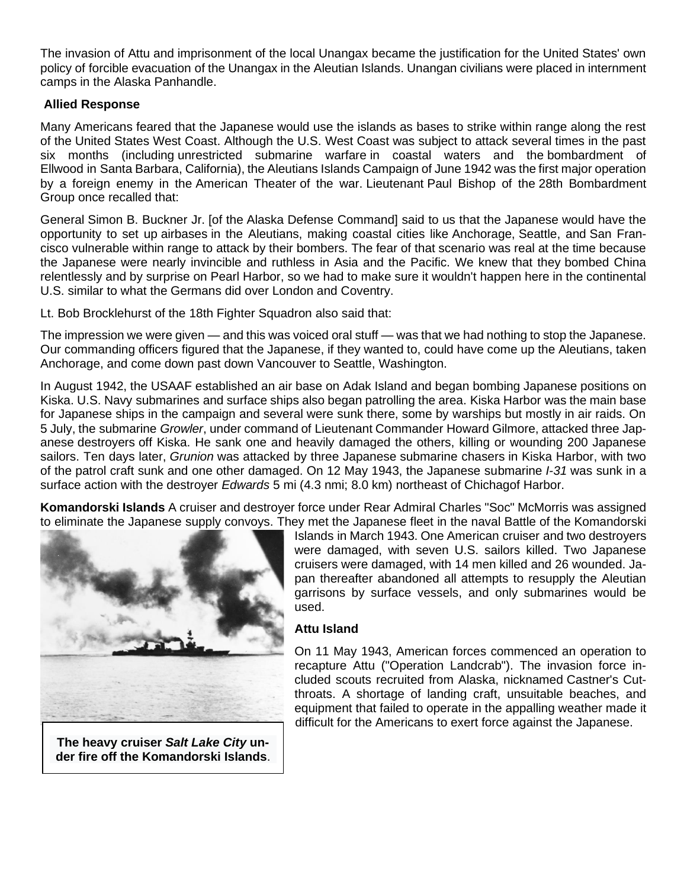The invasion of Attu and imprisonment of the local Unangax became the justification for the United States' own policy of forcible evacuation of the Unangax in the Aleutian Islands. Unangan civilians were placed in internment camps in the Alaska Panhandle.

### Allied Response

Many Americans feared that the Japanese would use the islands as bases to strike within range along the rest of the United States West Coast. Although the U.S. West Coast was subject to attack several times in the past six months (including unrestricted submarine warfare in coastal waters and the bombardment of Ellwood in Santa Barbara, California), the Aleutians Islands Campaign of June 1942 was the first major operation by a foreign enemy in the American Theater of the war. Lieutenant Paul Bishop of the 28th Bombardment Group once recalled that:

General Simon B. Buckner Jr. [of the Alaska Defense Command] said to us that the Japanese would have the opportunity to set up airbases in the Aleutians, making coastal cities like Anchorage, Seattle, and San Francisco vulnerable within range to attack by their bombers. The fear of that scenario was real at the time because the Japanese were nearly invincible and ruthless in Asia and the Pacific. We knew that they bombed China relentlessly and by surprise on Pearl Harbor, so we had to make sure it wouldn't happen here in the continental U.S. similar to what the Germans did over London and Coventry.

Lt. Bob Brocklehurst of the 18th Fighter Squadron also said that:

The impression we were given — and this was voiced oral stuff — was that we had nothing to stop the Japanese. Our commanding officers figured that the Japanese, if they wanted to, could have come up the Aleutians, taken Anchorage, and come down past down Vancouver to Seattle, Washington.

In August 1942, the USAAF established an air base on Adak Island and began bombing Japanese positions on Kiska. U.S. Navy submarines and surface ships also began patrolling the area. Kiska Harbor was the main base for Japanese ships in the campaign and several were sunk there, some by warships but mostly in air raids. On 5 July, the submarine *Growler*, under command of Lieutenant Commander Howard Gilmore, attacked three Japanese destroyers off Kiska. He sank one and heavily damaged the others, killing or wounding 200 Japanese sailors. Ten days later, *Grunion* was attacked by three Japanese submarine chasers in Kiska Harbor, with two of the patrol craft sunk and one other damaged. On 12 May 1943, the Japanese submarine *I-31* was sunk in a surface action with the destroyer *Edwards* 5 mi (4.3 nmi; 8.0 km) northeast of Chichagof Harbor.

**Komandorski Islands** A cruiser and destroyer force under Rear Admiral Charles "Soc" McMorris was assigned to eliminate the Japanese supply convoys. They met the Japanese fleet in the naval Battle of the Komandorski Islands in March 1943. One American cruiser and two destroyers were damaged, with seven U.S. sailors killed. Two Japanese cruisers were damaged, with 14 men killed and 26 wounded. Japan thereafter abandoned all attempts to resupply the Aleutian garrisons by surface vessels, and only submarines would be used.

**The heavy cruiser *Salt Lake City* under fire off the Komandorski Islands**.

### Attu Island

On 11 May 1943, American forces commenced an operation to recapture Attu ("Operation Landcrab"). The invasion force included scouts recruited from Alaska, nicknamed Castner's Cutthroats. A shortage of landing craft, unsuitable beaches, and equipment that failed to operate in the appalling weather made it difficult for the Americans to exert force against the Japanese.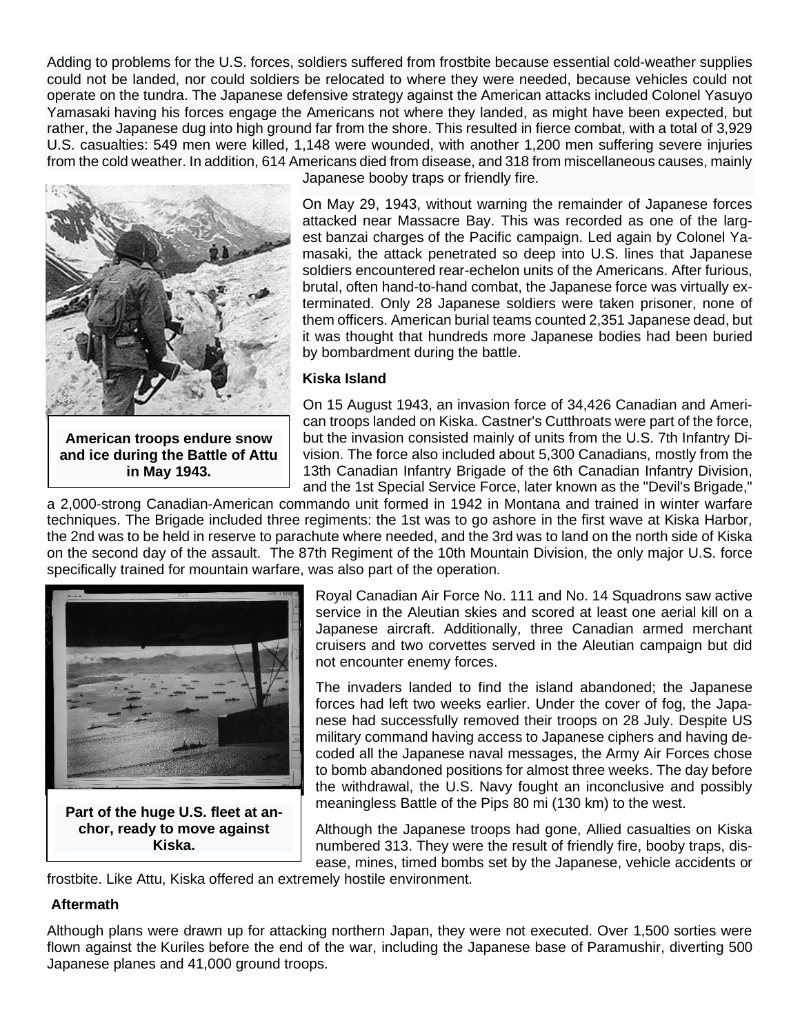Adding to problems for the U.S. forces, soldiers suffered from frostbite because essential cold-weather supplies could not be landed, nor could soldiers be relocated to where they were needed, because vehicles could not operate on the tundra. The Japanese defensive strategy against the American attacks included Colonel Yasuyo Yamasaki having his forces engage the Americans not where they landed, as might have been expected, but rather, the Japanese dug into high ground far from the shore. This resulted in fierce combat, with a total of 3,929 U.S. casualties: 549 men were killed, 1,148 were wounded, with another 1,200 men suffering severe injuries from the cold weather. In addition, 614 Americans died from disease, and 318 from miscellaneous causes, mainly Japanese booby traps or friendly fire.

**American troops endure snow and ice during the Battle of Attu in May 1943.**

On May 29, 1943, without warning the remainder of Japanese forces attacked near Massacre Bay. This was recorded as one of the largest banzai charges of the Pacific campaign. Led again by Colonel Yamasaki, the attack penetrated so deep into U.S. lines that Japanese soldiers encountered rear-echelon units of the Americans. After furious, brutal, often hand-to-hand combat, the Japanese force was virtually exterminated. Only 28 Japanese soldiers were taken prisoner, none of them officers. American burial teams counted 2,351 Japanese dead, but it was thought that hundreds more Japanese bodies had been buried by bombardment during the battle.

### Kiska Island

On 15 August 1943, an invasion force of 34,426 Canadian and American troops landed on Kiska. Castner's Cutthroats were part of the force, but the invasion consisted mainly of units from the U.S. 7th Infantry Division. The force also included about 5,300 Canadians, mostly from the 13th Canadian Infantry Brigade of the 6th Canadian Infantry Division, and the 1st Special Service Force, later known as the "Devil's Brigade," a 2,000-strong Canadian-American commando unit formed in 1942 in Montana and trained in winter warfare techniques. The Brigade included three regiments: the 1st was to go ashore in the first wave at Kiska Harbor, the 2nd was to be held in reserve to parachute where needed, and the 3rd was to land on the north side of Kiska on the second day of the assault. The 87th Regiment of the 10th Mountain Division, the only major U.S. force specifically trained for mountain warfare, was also part of the operation.

**Part of the huge U.S. fleet at anchor, ready to move against Kiska.**

Royal Canadian Air Force No. 111 and No. 14 Squadrons saw active service in the Aleutian skies and scored at least one aerial kill on a Japanese aircraft. Additionally, three Canadian armed merchant cruisers and two corvettes served in the Aleutian campaign but did not encounter enemy forces.

The invaders landed to find the island abandoned; the Japanese forces had left two weeks earlier. Under the cover of fog, the Japanese had successfully removed their troops on 28 July. Despite US military command having access to Japanese ciphers and having decoded all the Japanese naval messages, the Army Air Forces chose to bomb abandoned positions for almost three weeks. The day before the withdrawal, the U.S. Navy fought an inconclusive and possibly meaningless Battle of the Pips 80 mi (130 km) to the west.

Although the Japanese troops had gone, Allied casualties on Kiska numbered 313. They were the result of friendly fire, booby traps, disease, mines, timed bombs set by the Japanese, vehicle accidents or frostbite. Like Attu, Kiska offered an extremely hostile environment.

### Aftermath

Although plans were drawn up for attacking northern Japan, they were not executed. Over 1,500 sorties were flown against the Kuriles before the end of the war, including the Japanese base of Paramushir, diverting 500 Japanese planes and 41,000 ground troops.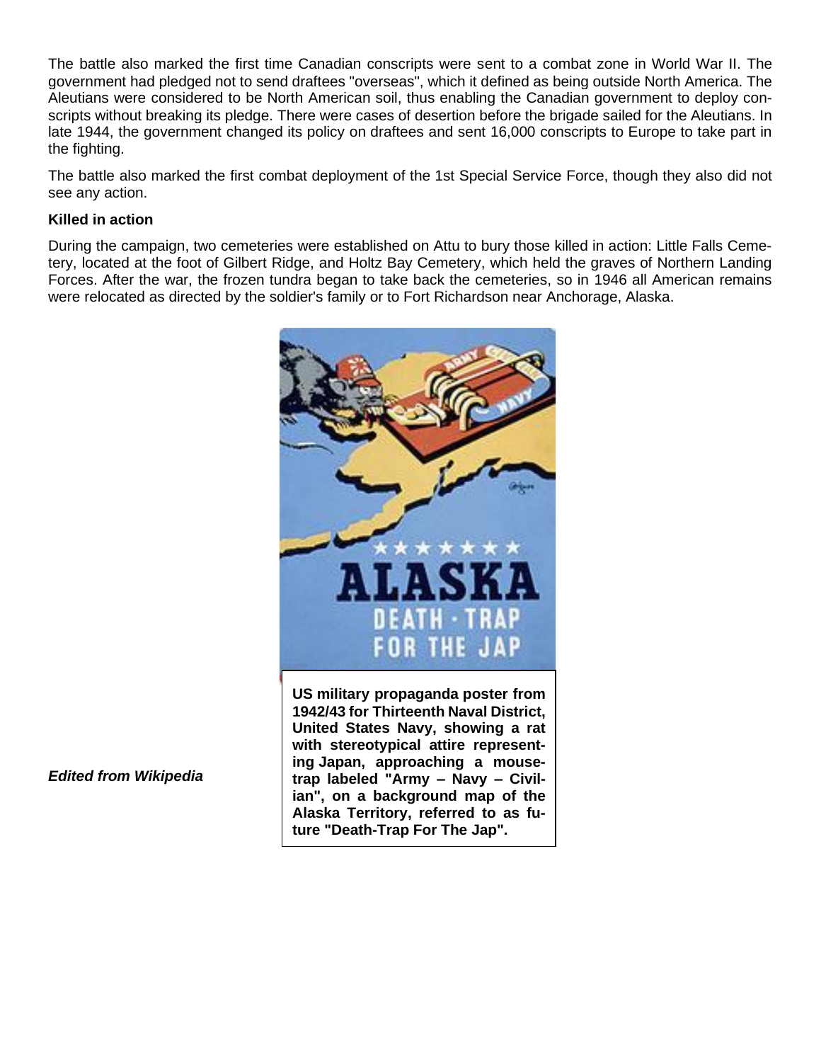The battle also marked the first time Canadian conscripts were sent to a combat zone in World War II. The government had pledged not to send draftees "overseas", which it defined as being outside North America. The Aleutians were considered to be North American soil, thus enabling the Canadian government to deploy conscripts without breaking its pledge. There were cases of desertion before the brigade sailed for the Aleutians. In late 1944, the government changed its policy on draftees and sent 16,000 conscripts to Europe to take part in the fighting.

The battle also marked the first combat deployment of the 1st Special Service Force, though they also did not see any action.

**Killed in action**

During the campaign, two cemeteries were established on Attu to bury those killed in action: Little Falls Cemetery, located at the foot of Gilbert Ridge, and Holtz Bay Cemetery, which held the graves of Northern Landing Forces. After the war, the frozen tundra began to take back the cemeteries, so in 1946 all American remains were relocated as directed by the soldier's family or to Fort Richardson near Anchorage, Alaska.

**US military propaganda poster from 1942/43 for Thirteenth Naval District, United States Navy, showing a rat with stereotypical attire representing Japan, approaching a mousetrap labeled "Army – Navy – Civilian", on a background map of the Alaska Territory, referred to as future "Death-Trap For The Jap".**

***Edited from Wikipedia***